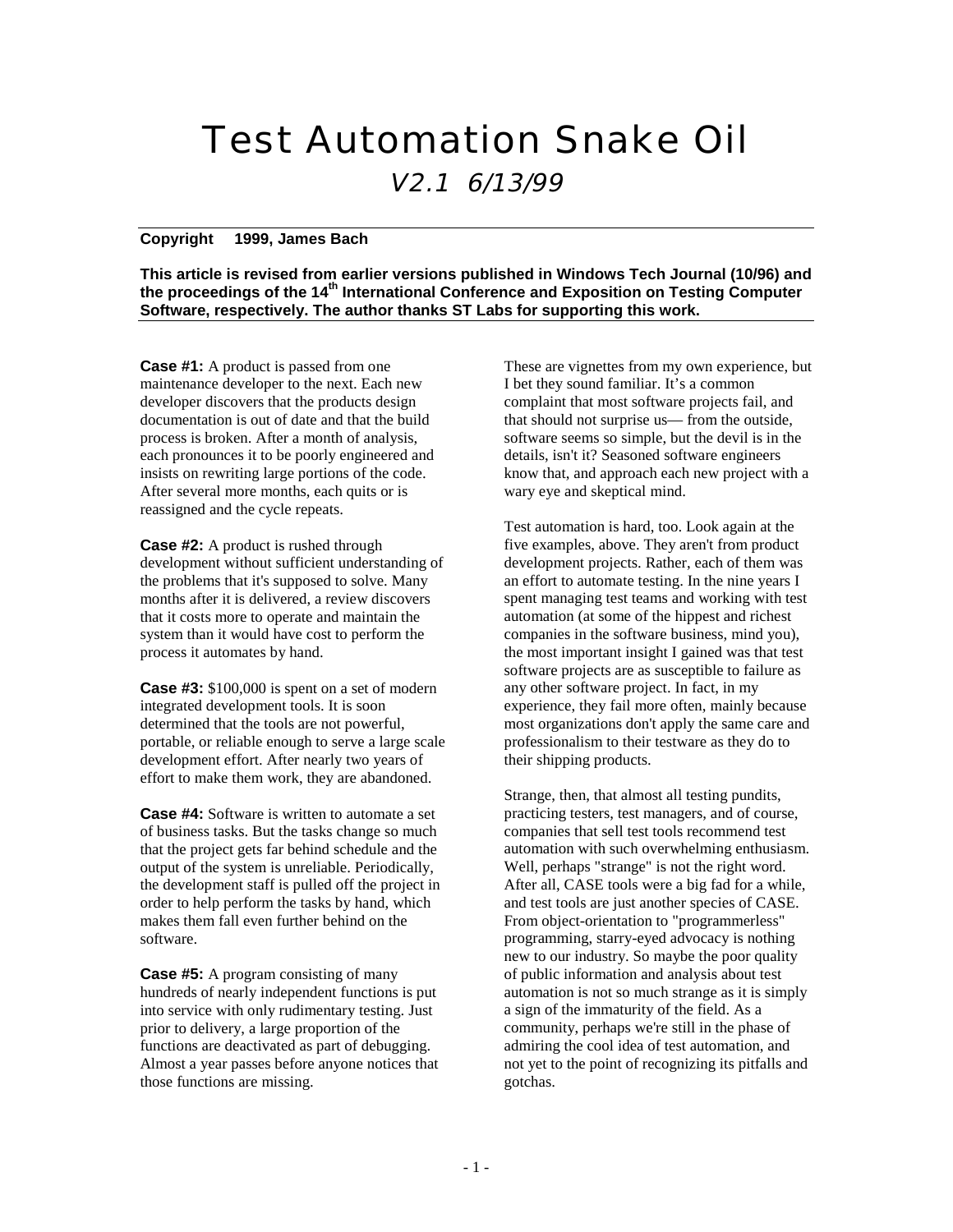# Test Automation Snake Oil

## *V2.1 6/13/99*

**Copyright 1999, James Bach**

**This article is revised from earlier versions published in Windows Tech Journal (10/96) and the proceedings of the 14th International Conference and Exposition on Testing Computer Software, respectively. The author thanks ST Labs for supporting this work.**

**Case #1:** A product is passed from one maintenance developer to the next. Each new developer discovers that the products design documentation is out of date and that the build process is broken. After a month of analysis, each pronounces it to be poorly engineered and insists on rewriting large portions of the code. After several more months, each quits or is reassigned and the cycle repeats.

**Case #2:** A product is rushed through development without sufficient understanding of the problems that it's supposed to solve. Many months after it is delivered, a review discovers that it costs more to operate and maintain the system than it would have cost to perform the process it automates by hand.

**Case #3:** $100,000 is spent on a set of modern integrated development tools. It is soon determined that the tools are not powerful, portable, or reliable enough to serve a large scale development effort. After nearly two years of effort to make them work, they are abandoned.

**Case #4:** Software is written to automate a set of business tasks. But the tasks change so much that the project gets far behind schedule and the output of the system is unreliable. Periodically, the development staff is pulled off the project in order to help perform the tasks by hand, which makes them fall even further behind on the software.

**Case #5:** A program consisting of many hundreds of nearly independent functions is put into service with only rudimentary testing. Just prior to delivery, a large proportion of the functions are deactivated as part of debugging. Almost a year passes before anyone notices that those functions are missing.

These are vignettes from my own experience, but I bet they sound familiar. It's a common complaint that most software projects fail, and that should not surprise us— from the outside, software seems so simple, but the devil is in the details, isn't it? Seasoned software engineers know that, and approach each new project with a wary eye and skeptical mind.

Test automation is hard, too. Look again at the five examples, above. They aren't from product development projects. Rather, each of them was an effort to automate testing. In the nine years I spent managing test teams and working with test automation (at some of the hippest and richest companies in the software business, mind you), the most important insight I gained was that test software projects are as susceptible to failure as any other software project. In fact, in my experience, they fail more often, mainly because most organizations don't apply the same care and professionalism to their testware as they do to their shipping products.

Strange, then, that almost all testing pundits, practicing testers, test managers, and of course, companies that sell test tools recommend test automation with such overwhelming enthusiasm. Well, perhaps "strange" is not the right word. After all, CASE tools were a big fad for a while, and test tools are just another species of CASE. From object-orientation to "programmerless" programming, starry-eyed advocacy is nothing new to our industry. So maybe the poor quality of public information and analysis about test automation is not so much strange as it is simply a sign of the immaturity of the field. As a community, perhaps we're still in the phase of admiring the cool idea of test automation, and not yet to the point of recognizing its pitfalls and gotchas.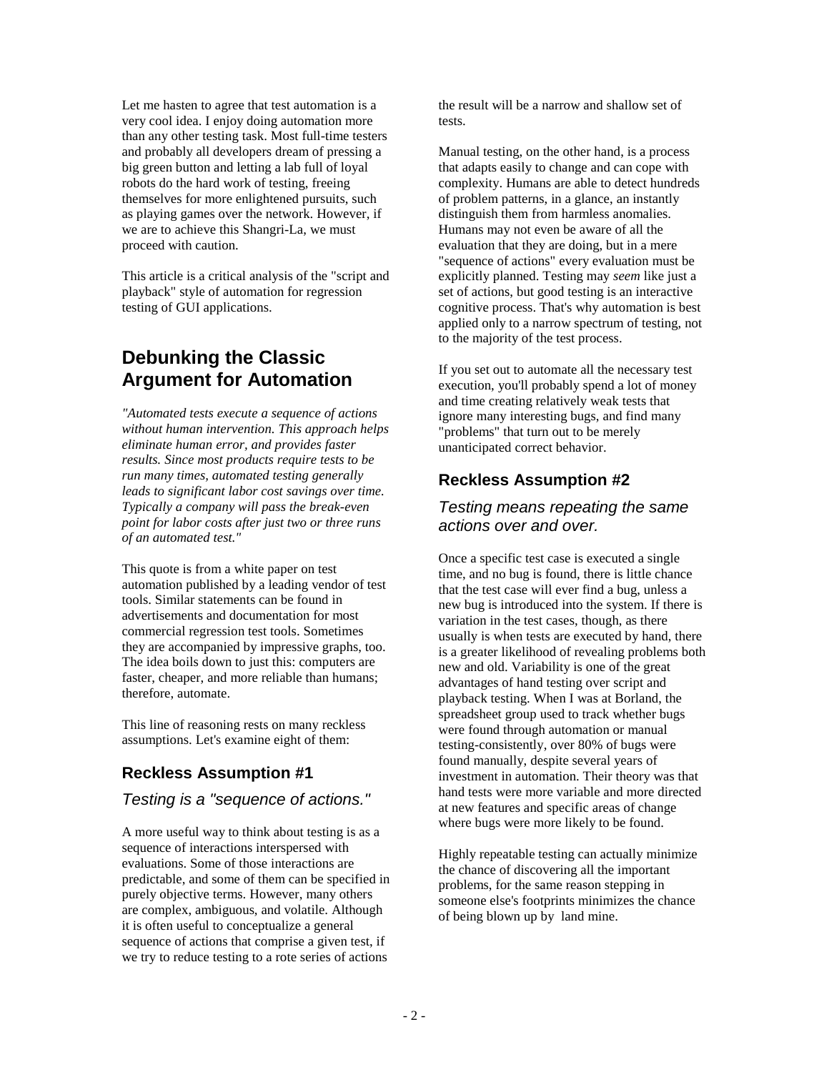Let me hasten to agree that test automation is a very cool idea. I enjoy doing automation more than any other testing task. Most full-time testers and probably all developers dream of pressing a big green button and letting a lab full of loyal robots do the hard work of testing, freeing themselves for more enlightened pursuits, such as playing games over the network. However, if we are to achieve this Shangri-La, we must proceed with caution.

This article is a critical analysis of the "script and playback" style of automation for regression testing of GUI applications.

## Debunking the Classic Argument for Automation

*"Automated tests execute a sequence of actions without human intervention. This approach helps eliminate human error, and provides faster results. Since most products require tests to be run many times, automated testing generally leads to significant labor cost savings over time. Typically a company will pass the break-even point for labor costs after just two or three runs of an automated test."*

This quote is from a white paper on test automation published by a leading vendor of test tools. Similar statements can be found in advertisements and documentation for most commercial regression test tools. Sometimes they are accompanied by impressive graphs, too. The idea boils down to just this: computers are faster, cheaper, and more reliable than humans; therefore, automate.

This line of reasoning rests on many reckless assumptions. Let's examine eight of them:

### Reckless Assumption #1

*Testing is a "sequence of actions."*

A more useful way to think about testing is as a sequence of interactions interspersed with evaluations. Some of those interactions are predictable, and some of them can be specified in purely objective terms. However, many others are complex, ambiguous, and volatile. Although it is often useful to conceptualize a general sequence of actions that comprise a given test, if we try to reduce testing to a rote series of actions the result will be a narrow and shallow set of tests.

Manual testing, on the other hand, is a process that adapts easily to change and can cope with complexity. Humans are able to detect hundreds of problem patterns, in a glance, an instantly distinguish them from harmless anomalies. Humans may not even be aware of all the evaluation that they are doing, but in a mere "sequence of actions" every evaluation must be explicitly planned. Testing may *seem* like just a set of actions, but good testing is an interactive cognitive process. That's why automation is best applied only to a narrow spectrum of testing, not to the majority of the test process.

If you set out to automate all the necessary test execution, you'll probably spend a lot of money and time creating relatively weak tests that ignore many interesting bugs, and find many "problems" that turn out to be merely unanticipated correct behavior.

### Reckless Assumption #2

*Testing means repeating the same actions over and over.*

Once a specific test case is executed a single time, and no bug is found, there is little chance that the test case will ever find a bug, unless a new bug is introduced into the system. If there is variation in the test cases, though, as there usually is when tests are executed by hand, there is a greater likelihood of revealing problems both new and old. Variability is one of the great advantages of hand testing over script and playback testing. When I was at Borland, the spreadsheet group used to track whether bugs were found through automation or manual testing-consistently, over 80% of bugs were found manually, despite several years of investment in automation. Their theory was that hand tests were more variable and more directed at new features and specific areas of change where bugs were more likely to be found.

Highly repeatable testing can actually minimize the chance of discovering all the important problems, for the same reason stepping in someone else's footprints minimizes the chance of being blown up by land mine.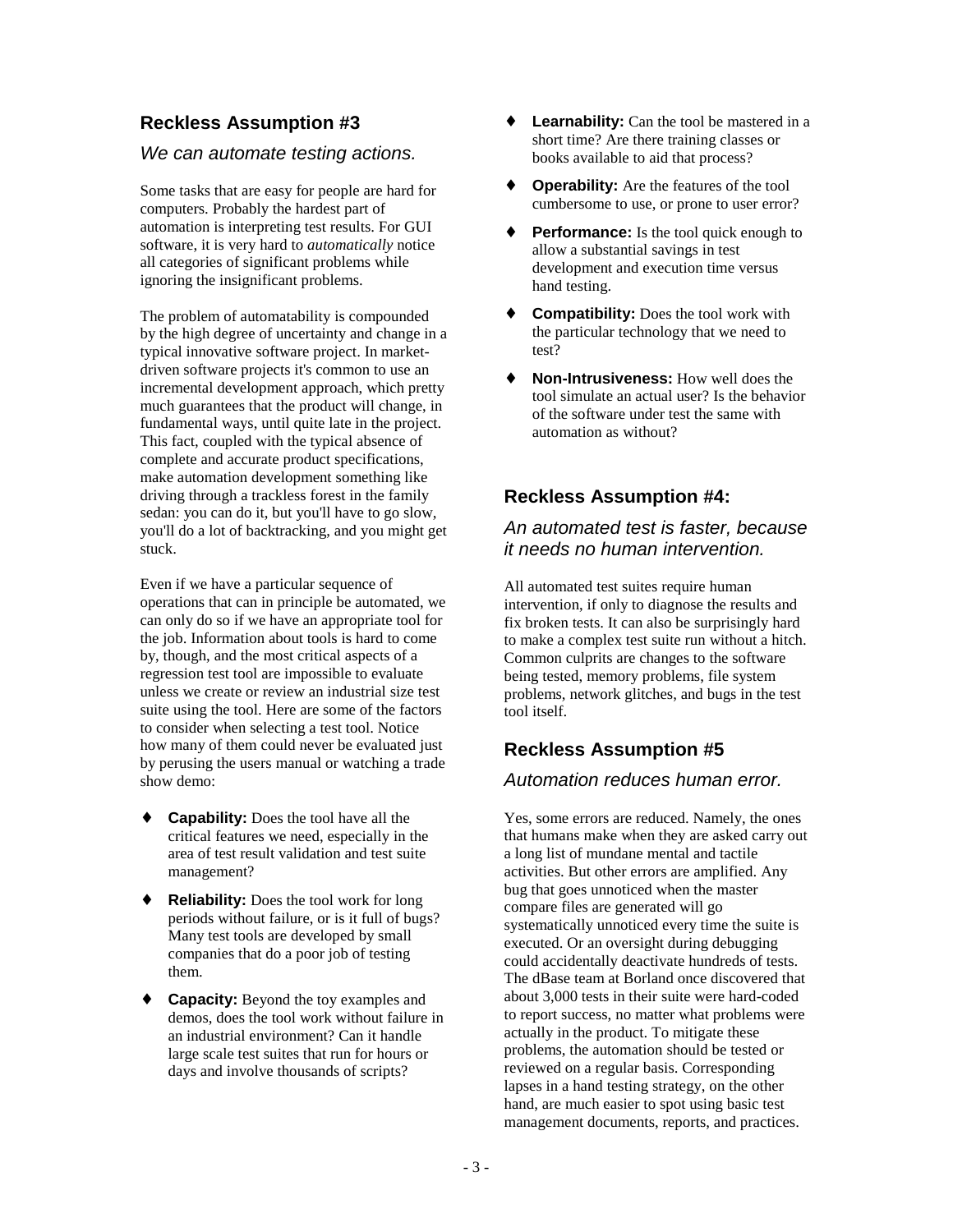## Reckless Assumption #3

*We can automate testing actions.*

Some tasks that are easy for people are hard for computers. Probably the hardest part of automation is interpreting test results. For GUI software, it is very hard to *automatically* notice all categories of significant problems while ignoring the insignificant problems.

The problem of automatability is compounded by the high degree of uncertainty and change in a typical innovative software project. In market-driven software projects it's common to use an incremental development approach, which pretty much guarantees that the product will change, in fundamental ways, until quite late in the project. This fact, coupled with the typical absence of complete and accurate product specifications, make automation development something like driving through a trackless forest in the family sedan: you can do it, but you'll have to go slow, you'll do a lot of backtracking, and you might get stuck.

Even if we have a particular sequence of operations that can in principle be automated, we can only do so if we have an appropriate tool for the job. Information about tools is hard to come by, though, and the most critical aspects of a regression test tool are impossible to evaluate unless we create or review an industrial size test suite using the tool. Here are some of the factors to consider when selecting a test tool. Notice how many of them could never be evaluated just by perusing the users manual or watching a trade show demo:

- **Capability:** Does the tool have all the critical features we need, especially in the area of test result validation and test suite management?
- **Reliability:** Does the tool work for long periods without failure, or is it full of bugs? Many test tools are developed by small companies that do a poor job of testing them.
- **Capacity:** Beyond the toy examples and demos, does the tool work without failure in an industrial environment? Can it handle large scale test suites that run for hours or days and involve thousands of scripts?
- **Learnability:** Can the tool be mastered in a short time? Are there training classes or books available to aid that process?
- **Operability:** Are the features of the tool cumbersome to use, or prone to user error?
- **Performance:** Is the tool quick enough to allow a substantial savings in test development and execution time versus hand testing.
- **Compatibility:** Does the tool work with the particular technology that we need to test?
- **Non-Intrusiveness:** How well does the tool simulate an actual user? Is the behavior of the software under test the same with automation as without?

## Reckless Assumption #4:

*An automated test is faster, because it needs no human intervention.*

All automated test suites require human intervention, if only to diagnose the results and fix broken tests. It can also be surprisingly hard to make a complex test suite run without a hitch. Common culprits are changes to the software being tested, memory problems, file system problems, network glitches, and bugs in the test tool itself.

## Reckless Assumption #5

*Automation reduces human error.*

Yes, some errors are reduced. Namely, the ones that humans make when they are asked carry out a long list of mundane mental and tactile activities. But other errors are amplified. Any bug that goes unnoticed when the master compare files are generated will go systematically unnoticed every time the suite is executed. Or an oversight during debugging could accidentally deactivate hundreds of tests. The dBase team at Borland once discovered that about 3,000 tests in their suite were hard-coded to report success, no matter what problems were actually in the product. To mitigate these problems, the automation should be tested or reviewed on a regular basis. Corresponding lapses in a hand testing strategy, on the other hand, are much easier to spot using basic test management documents, reports, and practices.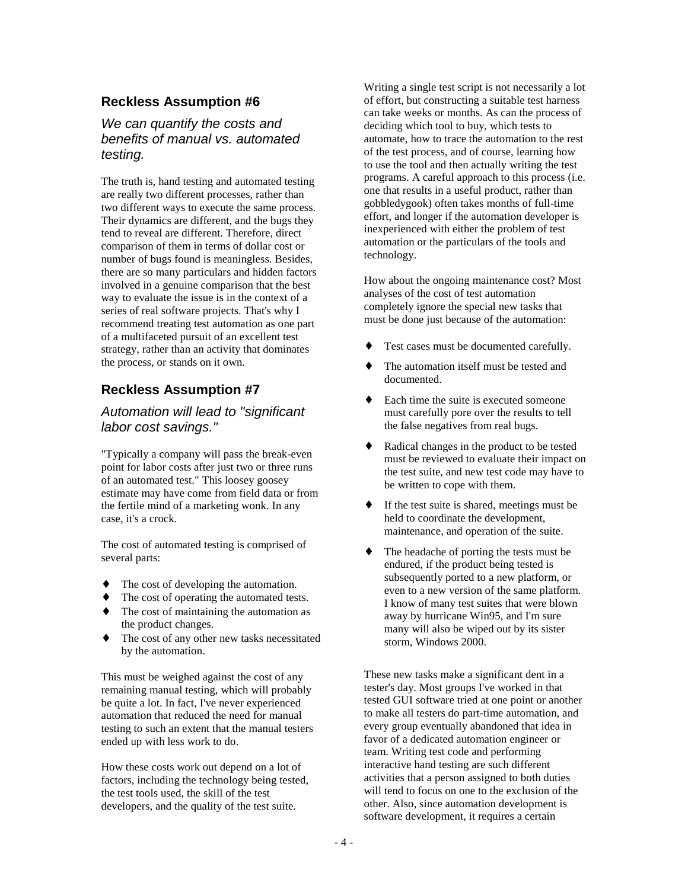## Reckless Assumption #6

### *We can quantify the costs and benefits of manual vs. automated testing.*

The truth is, hand testing and automated testing are really two different processes, rather than two different ways to execute the same process. Their dynamics are different, and the bugs they tend to reveal are different. Therefore, direct comparison of them in terms of dollar cost or number of bugs found is meaningless. Besides, there are so many particulars and hidden factors involved in a genuine comparison that the best way to evaluate the issue is in the context of a series of real software projects. That's why I recommend treating test automation as one part of a multifaceted pursuit of an excellent test strategy, rather than an activity that dominates the process, or stands on it own.

## Reckless Assumption #7

### *Automation will lead to "significant labor cost savings."*

"Typically a company will pass the break-even point for labor costs after just two or three runs of an automated test." This loosey goosey estimate may have come from field data or from the fertile mind of a marketing wonk. In any case, it's a crock.

The cost of automated testing is comprised of several parts:

- The cost of developing the automation.
- The cost of operating the automated tests.
- The cost of maintaining the automation as the product changes.
- The cost of any other new tasks necessitated by the automation.

This must be weighed against the cost of any remaining manual testing, which will probably be quite a lot. In fact, I've never experienced automation that reduced the need for manual testing to such an extent that the manual testers ended up with less work to do.

How these costs work out depend on a lot of factors, including the technology being tested, the test tools used, the skill of the test developers, and the quality of the test suite.

Writing a single test script is not necessarily a lot of effort, but constructing a suitable test harness can take weeks or months. As can the process of deciding which tool to buy, which tests to automate, how to trace the automation to the rest of the test process, and of course, learning how to use the tool and then actually writing the test programs. A careful approach to this process (i.e. one that results in a useful product, rather than gobbledygook) often takes months of full-time effort, and longer if the automation developer is inexperienced with either the problem of test automation or the particulars of the tools and technology.

How about the ongoing maintenance cost? Most analyses of the cost of test automation completely ignore the special new tasks that must be done just because of the automation:

- Test cases must be documented carefully.
- The automation itself must be tested and documented.
- Each time the suite is executed someone must carefully pore over the results to tell the false negatives from real bugs.
- Radical changes in the product to be tested must be reviewed to evaluate their impact on the test suite, and new test code may have to be written to cope with them.
- If the test suite is shared, meetings must be held to coordinate the development, maintenance, and operation of the suite.
- The headache of porting the tests must be endured, if the product being tested is subsequently ported to a new platform, or even to a new version of the same platform. I know of many test suites that were blown away by hurricane Win95, and I'm sure many will also be wiped out by its sister storm, Windows 2000.

These new tasks make a significant dent in a tester's day. Most groups I've worked in that tested GUI software tried at one point or another to make all testers do part-time automation, and every group eventually abandoned that idea in favor of a dedicated automation engineer or team. Writing test code and performing interactive hand testing are such different activities that a person assigned to both duties will tend to focus on one to the exclusion of the other. Also, since automation development is software development, it requires a certain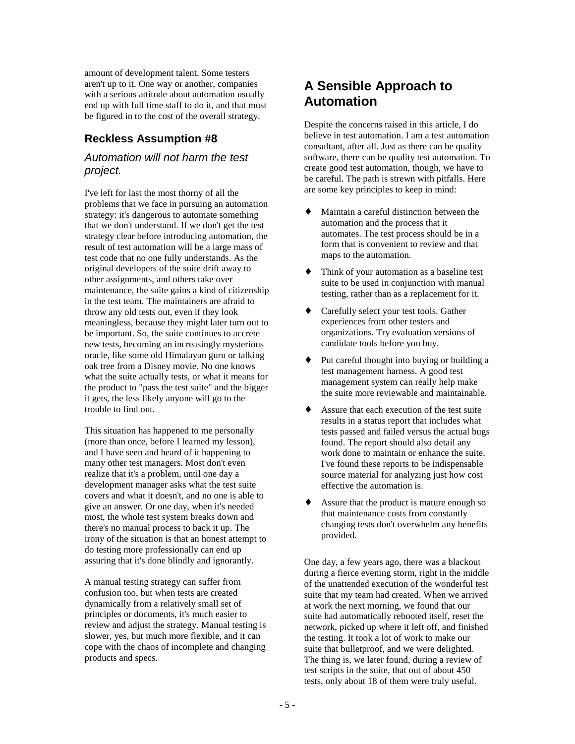amount of development talent. Some testers aren't up to it. One way or another, companies with a serious attitude about automation usually end up with full time staff to do it, and that must be figured in to the cost of the overall strategy.

### Reckless Assumption #8

*Automation will not harm the test project.*

I've left for last the most thorny of all the problems that we face in pursuing an automation strategy: it's dangerous to automate something that we don't understand. If we don't get the test strategy clear before introducing automation, the result of test automation will be a large mass of test code that no one fully understands. As the original developers of the suite drift away to other assignments, and others take over maintenance, the suite gains a kind of citizenship in the test team. The maintainers are afraid to throw any old tests out, even if they look meaningless, because they might later turn out to be important. So, the suite continues to accrete new tests, becoming an increasingly mysterious oracle, like some old Himalayan guru or talking oak tree from a Disney movie. No one knows what the suite actually tests, or what it means for the product to "pass the test suite" and the bigger it gets, the less likely anyone will go to the trouble to find out.

This situation has happened to me personally (more than once, before I learned my lesson), and I have seen and heard of it happening to many other test managers. Most don't even realize that it's a problem, until one day a development manager asks what the test suite covers and what it doesn't, and no one is able to give an answer. Or one day, when it's needed most, the whole test system breaks down and there's no manual process to back it up. The irony of the situation is that an honest attempt to do testing more professionally can end up assuring that it's done blindly and ignorantly.

A manual testing strategy can suffer from confusion too, but when tests are created dynamically from a relatively small set of principles or documents, it's much easier to review and adjust the strategy. Manual testing is slower, yes, but much more flexible, and it can cope with the chaos of incomplete and changing products and specs.

## A Sensible Approach to Automation

Despite the concerns raised in this article, I do believe in test automation. I am a test automation consultant, after all. Just as there can be quality software, there can be quality test automation. To create good test automation, though, we have to be careful. The path is strewn with pitfalls. Here are some key principles to keep in mind:

- Maintain a careful distinction between the automation and the process that it automates. The test process should be in a form that is convenient to review and that maps to the automation.
- Think of your automation as a baseline test suite to be used in conjunction with manual testing, rather than as a replacement for it.
- Carefully select your test tools. Gather experiences from other testers and organizations. Try evaluation versions of candidate tools before you buy.
- Put careful thought into buying or building a test management harness. A good test management system can really help make the suite more reviewable and maintainable.
- Assure that each execution of the test suite results in a status report that includes what tests passed and failed versus the actual bugs found. The report should also detail any work done to maintain or enhance the suite. I've found these reports to be indispensable source material for analyzing just how cost effective the automation is.
- Assure that the product is mature enough so that maintenance costs from constantly changing tests don't overwhelm any benefits provided.

One day, a few years ago, there was a blackout during a fierce evening storm, right in the middle of the unattended execution of the wonderful test suite that my team had created. When we arrived at work the next morning, we found that our suite had automatically rebooted itself, reset the network, picked up where it left off, and finished the testing. It took a lot of work to make our suite that bulletproof, and we were delighted. The thing is, we later found, during a review of test scripts in the suite, that out of about 450 tests, only about 18 of them were truly useful.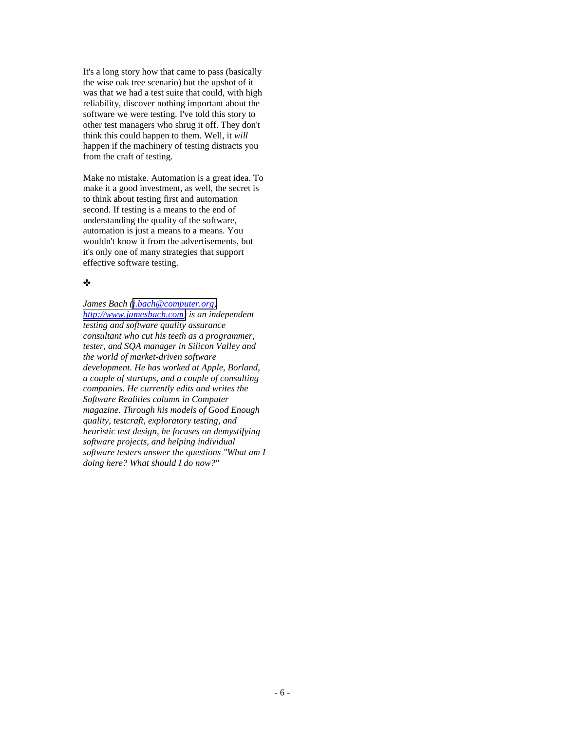It's a long story how that came to pass (basically the wise oak tree scenario) but the upshot of it was that we had a test suite that could, with high reliability, discover nothing important about the software we were testing. I've told this story to other test managers who shrug it off. They don't think this could happen to them. Well, it *will* happen if the machinery of testing distracts you from the craft of testing.

Make no mistake. Automation is a great idea. To make it a good investment, as well, the secret is to think about testing first and automation second. If testing is a means to the end of understanding the quality of the software, automation is just a means to a means. You wouldn't know it from the advertisements, but it's only one of many strategies that support effective software testing.

✤

*James Bach (j.bach@computer.org, http://www.jamesbach.com) is an independent testing and software quality assurance consultant who cut his teeth as a programmer, tester, and SQA manager in Silicon Valley and the world of market-driven software development. He has worked at Apple, Borland, a couple of startups, and a couple of consulting companies. He currently edits and writes the Software Realities column in Computer magazine. Through his models of Good Enough quality, testcraft, exploratory testing, and heuristic test design, he focuses on demystifying software projects, and helping individual software testers answer the questions "What am I doing here? What should I do now?"*